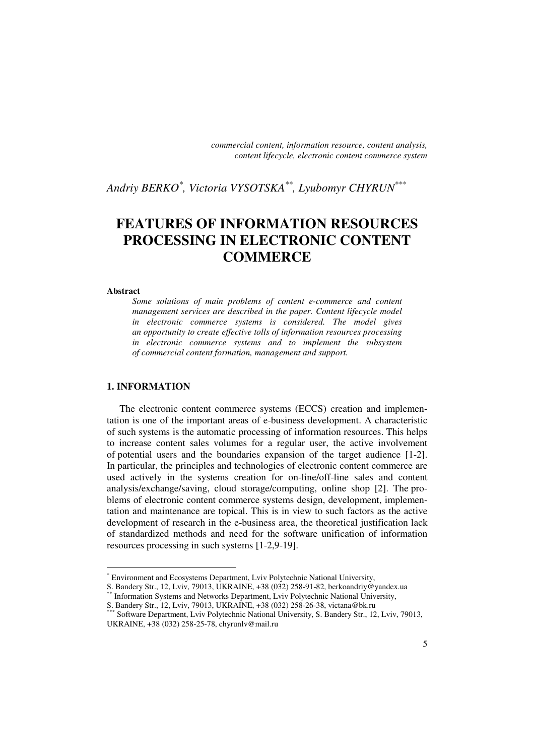*commercial content, information resource, content analysis, content lifecycle, electronic content commerce system*

*Andriy BERKO[*], Victoria VYSOTSKA[**], Lyubomyr CHYRUN[***]*

# FEATURES OF INFORMATION RESOURCES PROCESSING IN ELECTRONIC CONTENT COMMERCE

**Abstract**

*Some solutions of main problems of content e-commerce and content management services are described in the paper. Content lifecycle model in electronic commerce systems is considered. The model gives an opportunity to create effective tolls of information resources processing in electronic commerce systems and to implement the subsystem of commercial content formation, management and support.*

## 1. INFORMATION

The electronic content commerce systems (ECCS) creation and implementation is one of the important areas of e-business development. A characteristic of such systems is the automatic processing of information resources. This helps to increase content sales volumes for a regular user, the active involvement of potential users and the boundaries expansion of the target audience [1-2]. In particular, the principles and technologies of electronic content commerce are used actively in the systems creation for on-line/off-line sales and content analysis/exchange/saving, cloud storage/computing, online shop [2]. The problems of electronic content commerce systems design, development, implementation and maintenance are topical. This is in view to such factors as the active development of research in the e-business area, the theoretical justification lack of standardized methods and need for the software unification of information resources processing in such systems [1-2,9-19].

---

[*] Environment and Ecosystems Department, Lviv Polytechnic National University, S. Bandery Str., 12, Lviv, 79013, UKRAINE, +38 (032) 258-91-82, berkoandriy@yandex.ua

[**] Information Systems and Networks Department, Lviv Polytechnic National University, S. Bandery Str., 12, Lviv, 79013, UKRAINE, +38 (032) 258-26-38, victana@bk.ru

[***] Software Department, Lviv Polytechnic National University, S. Bandery Str., 12, Lviv, 79013, UKRAINE, +38 (032) 258-25-78, chyrunlv@mail.ru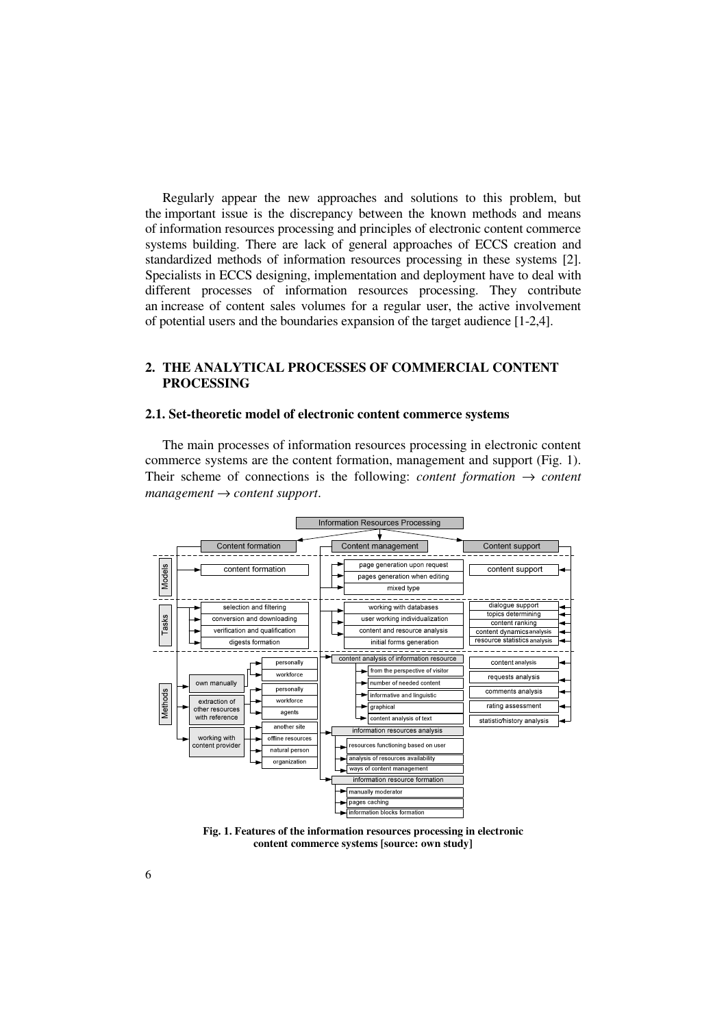Regularly appear the new approaches and solutions to this problem, but the important issue is the discrepancy between the known methods and means of information resources processing and principles of electronic content commerce systems building. There are lack of general approaches of ECCS creation and standardized methods of information resources processing in these systems [2]. Specialists in ECCS designing, implementation and deployment have to deal with different processes of information resources processing. They contribute an increase of content sales volumes for a regular user, the active involvement of potential users and the boundaries expansion of the target audience [1-2,4].

## 2. THE ANALYTICAL PROCESSES OF COMMERCIAL CONTENT PROCESSING

### 2.1. Set-theoretic model of electronic content commerce systems

The main processes of information resources processing in electronic content commerce systems are the content formation, management and support (Fig. 1). Their scheme of connections is the following: *content formation* → *content management* → *content support*.

**Fig. 1. Features of the information resources processing in electronic content commerce systems [source: own study]**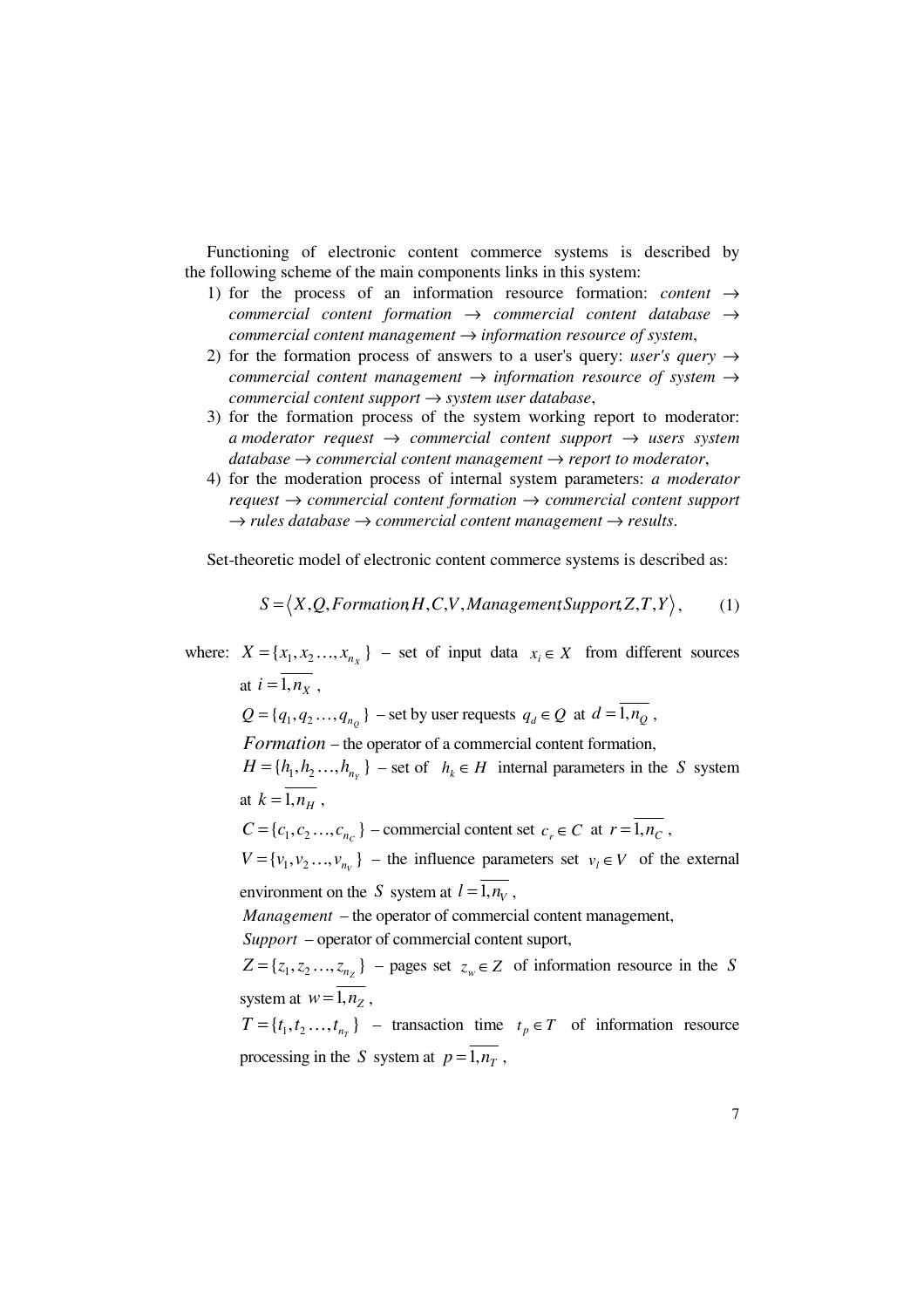Functioning of electronic content commerce systems is described by the following scheme of the main components links in this system:

1) for the process of an information resource formation: *content* $\rightarrow$ *commercial content formation* $\rightarrow$ *commercial content database* $\rightarrow$ *commercial content management* $\rightarrow$ *information resource of system*,
2) for the formation process of answers to a user's query: *user's query* $\rightarrow$ *commercial content management* $\rightarrow$ *information resource of system* $\rightarrow$ *commercial content support* $\rightarrow$ *system user database*,
3) for the formation process of the system working report to moderator: *a moderator request* $\rightarrow$ *commercial content support* $\rightarrow$ *users system database* $\rightarrow$ *commercial content management* $\rightarrow$ *report to moderator*,
4) for the moderation process of internal system parameters: *a moderator request* $\rightarrow$ *commercial content formation* $\rightarrow$ *commercial content support* $\rightarrow$ *rules database* $\rightarrow$ *commercial content management* $\rightarrow$ *results*.

Set-theoretic model of electronic content commerce systems is described as:

$$S = \left\langle X, Q, Formation, H, C, V, Management, Support, Z, T, Y \right\rangle, \qquad (1)$$

where: $X = \{x_1, x_2 \ldots, x_{n_X}\}$ – set of input data $x_i \in X$ from different sources at $i = \overline{1, n_X}$,

$Q = \{q_1, q_2 \ldots, q_{n_Q}\}$ – set by user requests $q_d \in Q$ at $d = \overline{1, n_Q}$,

$Formation$ – the operator of a commercial content formation,

$H = \{h_1, h_2 \ldots, h_{n_Y}\}$ – set of $h_k \in H$ internal parameters in the $S$ system at $k = \overline{1, n_H}$,

$C = \{c_1, c_2 \ldots, c_{n_C}\}$ – commercial content set $c_r \in C$ at $r = \overline{1, n_C}$,

$V = \{v_1, v_2 \ldots, v_{n_V}\}$ – the influence parameters set $v_l \in V$ of the external environment on the $S$ system at $l = \overline{1, n_V}$,

$Management$ – the operator of commercial content management,

$Support$ – operator of commercial content suport,

$Z = \{z_1, z_2 \ldots, z_{n_Z}\}$ – pages set $z_w \in Z$ of information resource in the $S$ system at $w = \overline{1, n_Z}$,

$T = \{t_1, t_2 \ldots, t_{n_T}\}$ – transaction time $t_p \in T$ of information resource processing in the $S$ system at $p = \overline{1, n_T}$,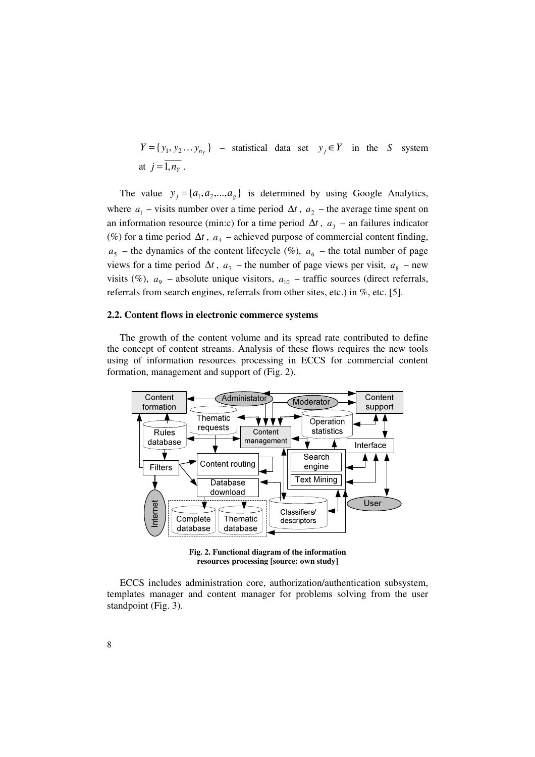$Y = \{y_1, y_2 \ldots y_{n_Y}\}$ – statistical data set $y_j \in Y$ in the $S$ system at $j = \overline{1, n_Y}$.

The value $y_j = \{a_1, a_2, ..., a_g\}$ is determined by using Google Analytics, where $a_1$ – visits number over a time period $\Delta t$, $a_2$ – the average time spent on an information resource (min:c) for a time period $\Delta t$, $a_3$ – an failures indicator (%) for a time period $\Delta t$, $a_4$ – achieved purpose of commercial content finding, $a_5$ – the dynamics of the content lifecycle (%), $a_6$ – the total number of page views for a time period $\Delta t$, $a_7$ – the number of page views per visit, $a_8$ – new visits (%), $a_9$ – absolute unique visitors, $a_{10}$ – traffic sources (direct referrals, referrals from search engines, referrals from other sites, etc.) in %, etc. [5].

### 2.2. Content flows in electronic commerce systems

The growth of the content volume and its spread rate contributed to define the concept of content streams. Analysis of these flows requires the new tools using of information resources processing in ECCS for commercial content formation, management and support of (Fig. 2).

**Fig. 2. Functional diagram of the information resources processing [source: own study]**

ECCS includes administration core, authorization/authentication subsystem, templates manager and content manager for problems solving from the user standpoint (Fig. 3).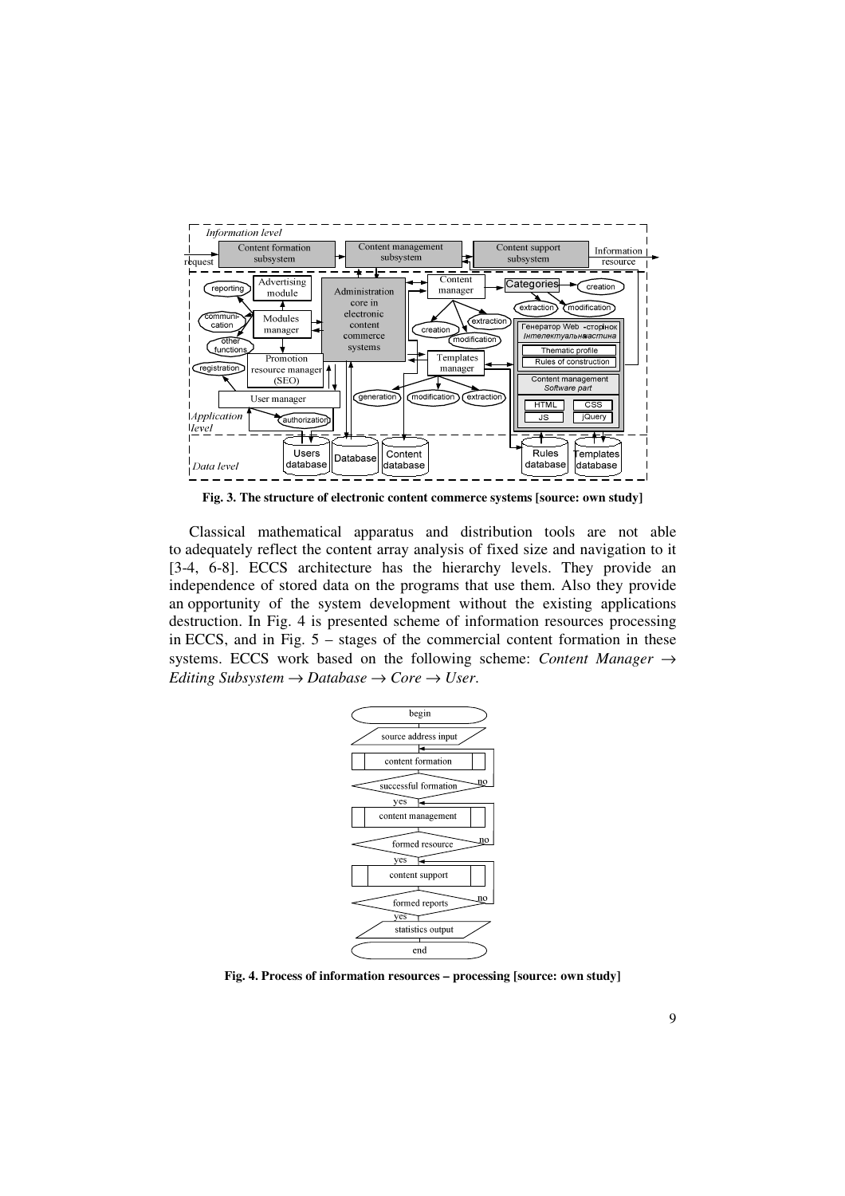Fig. 3. The structure of electronic content commerce systems [source: own study]

Classical mathematical apparatus and distribution tools are not able to adequately reflect the content array analysis of fixed size and navigation to it [3-4, 6-8]. ECCS architecture has the hierarchy levels. They provide an independence of stored data on the programs that use them. Also they provide an opportunity of the system development without the existing applications destruction. In Fig. 4 is presented scheme of information resources processing in ECCS, and in Fig. 5 – stages of the commercial content formation in these systems. ECCS work based on the following scheme: *Content Manager → Editing Subsystem → Database → Core → User*.

Fig. 4. Process of information resources – processing [source: own study]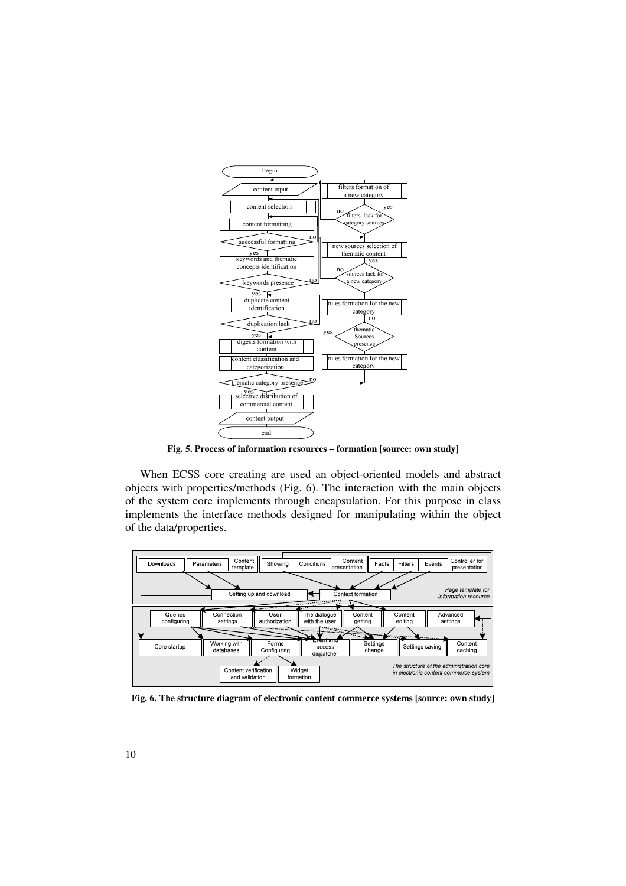**Fig. 5. Process of information resources – formation [source: own study]**

When ECSS core creating are used an object-oriented models and abstract objects with properties/methods (Fig. 6). The interaction with the main objects of the system core implements through encapsulation. For this purpose in class implements the interface methods designed for manipulating within the object of the data/properties.

**Fig. 6. The structure diagram of electronic content commerce systems [source: own study]**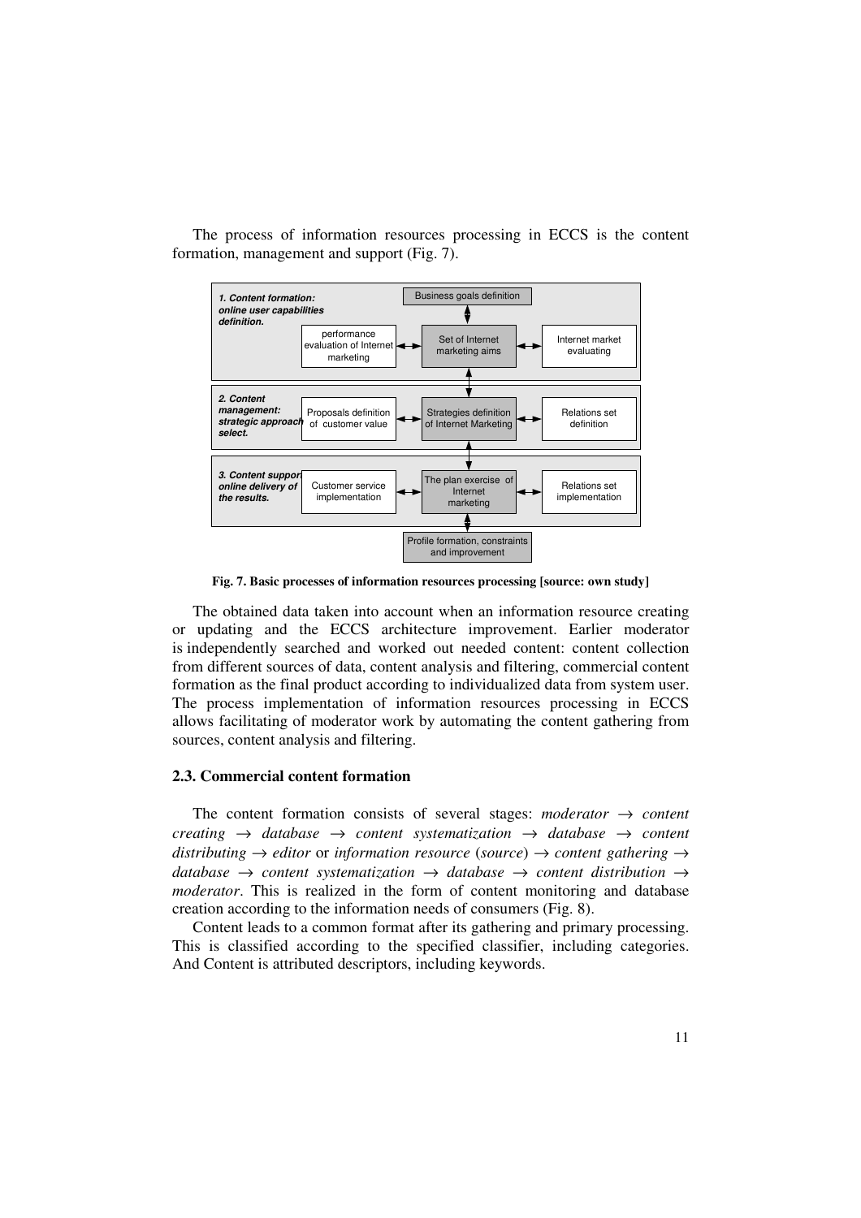The process of information resources processing in ECCS is the content formation, management and support (Fig. 7).

**Fig. 7. Basic processes of information resources processing [source: own study]**

The obtained data taken into account when an information resource creating or updating and the ECCS architecture improvement. Earlier moderator is independently searched and worked out needed content: content collection from different sources of data, content analysis and filtering, commercial content formation as the final product according to individualized data from system user. The process implementation of information resources processing in ECCS allows facilitating of moderator work by automating the content gathering from sources, content analysis and filtering.

### 2.3. Commercial content formation

The content formation consists of several stages: *moderator* → *content creating* → *database* → *content systematization* → *database* → *content distributing* → *editor* or *information resource* (*source*) → *content gathering* → *database* → *content systematization* → *database* → *content distribution* → *moderator*. This is realized in the form of content monitoring and database creation according to the information needs of consumers (Fig. 8).

Content leads to a common format after its gathering and primary processing. This is classified according to the specified classifier, including categories. And Content is attributed descriptors, including keywords.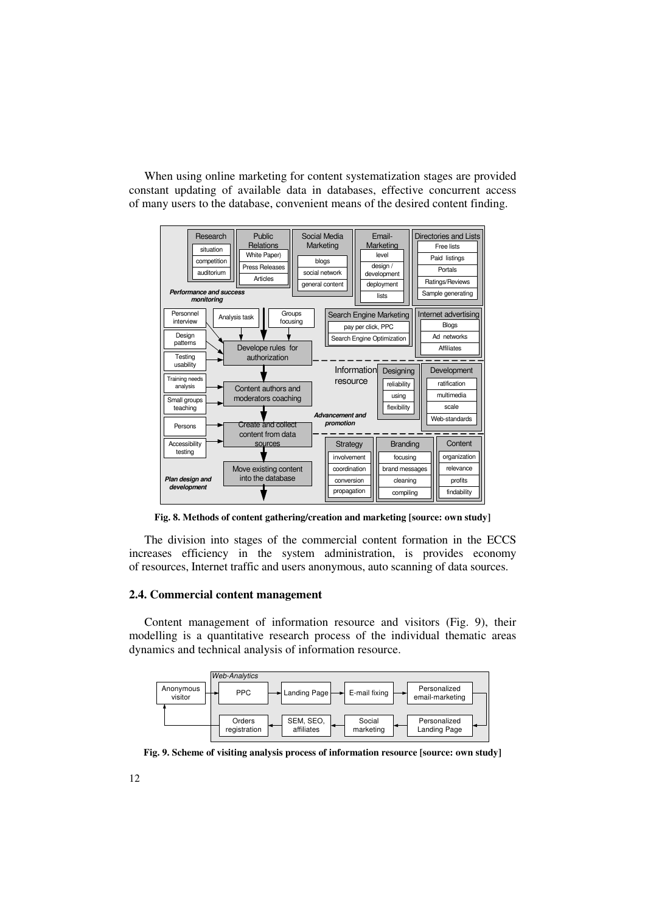When using online marketing for content systematization stages are provided constant updating of available data in databases, effective concurrent access of many users to the database, convenient means of the desired content finding.

**Fig. 8. Methods of content gathering/creation and marketing [source: own study]**

The division into stages of the commercial content formation in the ECCS increases efficiency in the system administration, is provides economy of resources, Internet traffic and users anonymous, auto scanning of data sources.

### 2.4. Commercial content management

Content management of information resource and visitors (Fig. 9), their modelling is a quantitative research process of the individual thematic areas dynamics and technical analysis of information resource.

**Fig. 9. Scheme of visiting analysis process of information resource [source: own study]**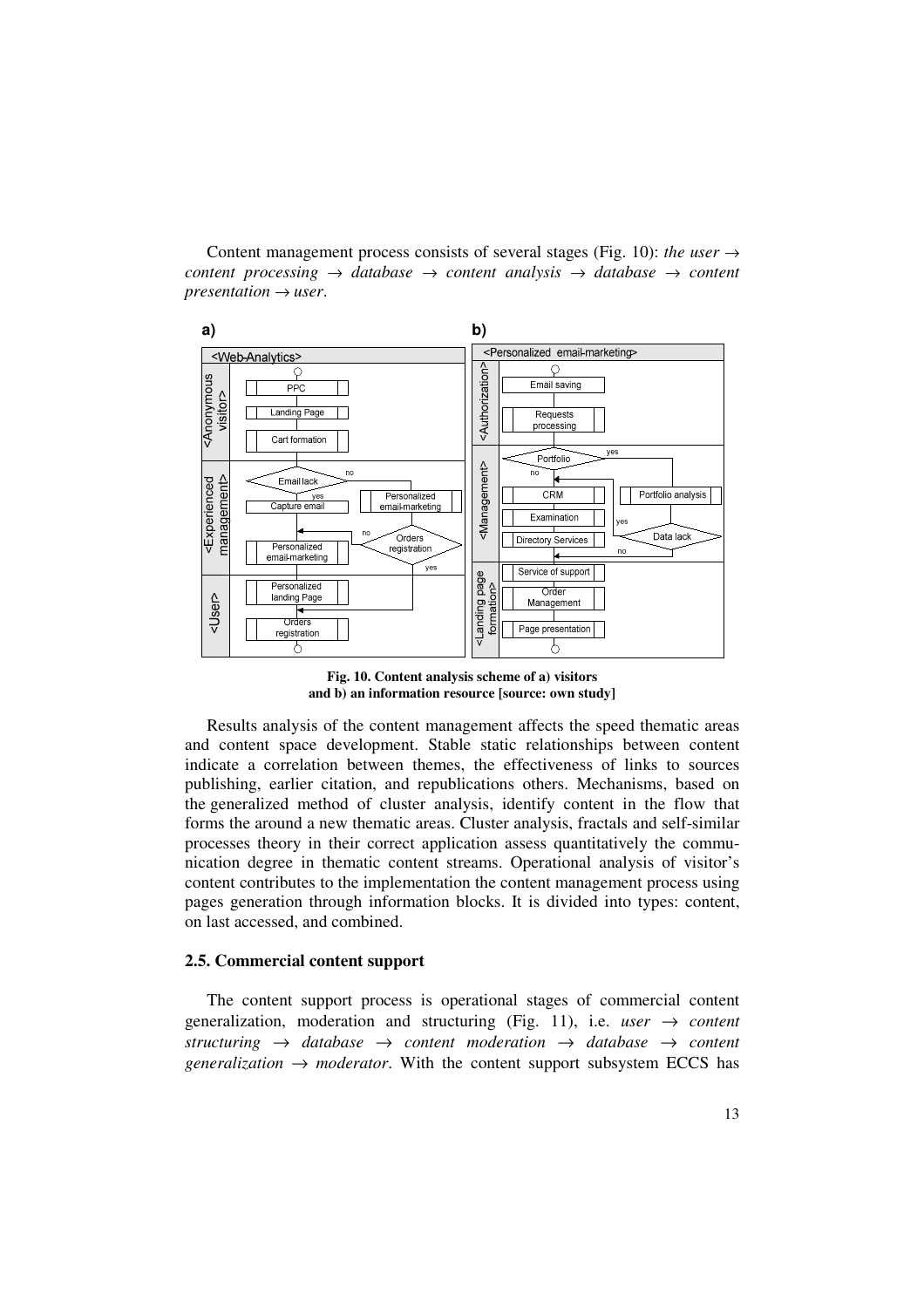Content management process consists of several stages (Fig. 10): *the user → content processing → database → content analysis → database → content presentation → user*.

**Fig. 10. Content analysis scheme of a) visitors and b) an information resource [source: own study]**

Results analysis of the content management affects the speed thematic areas and content space development. Stable static relationships between content indicate a correlation between themes, the effectiveness of links to sources publishing, earlier citation, and republications others. Mechanisms, based on the generalized method of cluster analysis, identify content in the flow that forms the around a new thematic areas. Cluster analysis, fractals and self-similar processes theory in their correct application assess quantitatively the communication degree in thematic content streams. Operational analysis of visitor's content contributes to the implementation the content management process using pages generation through information blocks. It is divided into types: content, on last accessed, and combined.

### 2.5. Commercial content support

The content support process is operational stages of commercial content generalization, moderation and structuring (Fig. 11), i.e. *user → content structuring → database → content moderation → database → content generalization → moderator*. With the content support subsystem ECCS has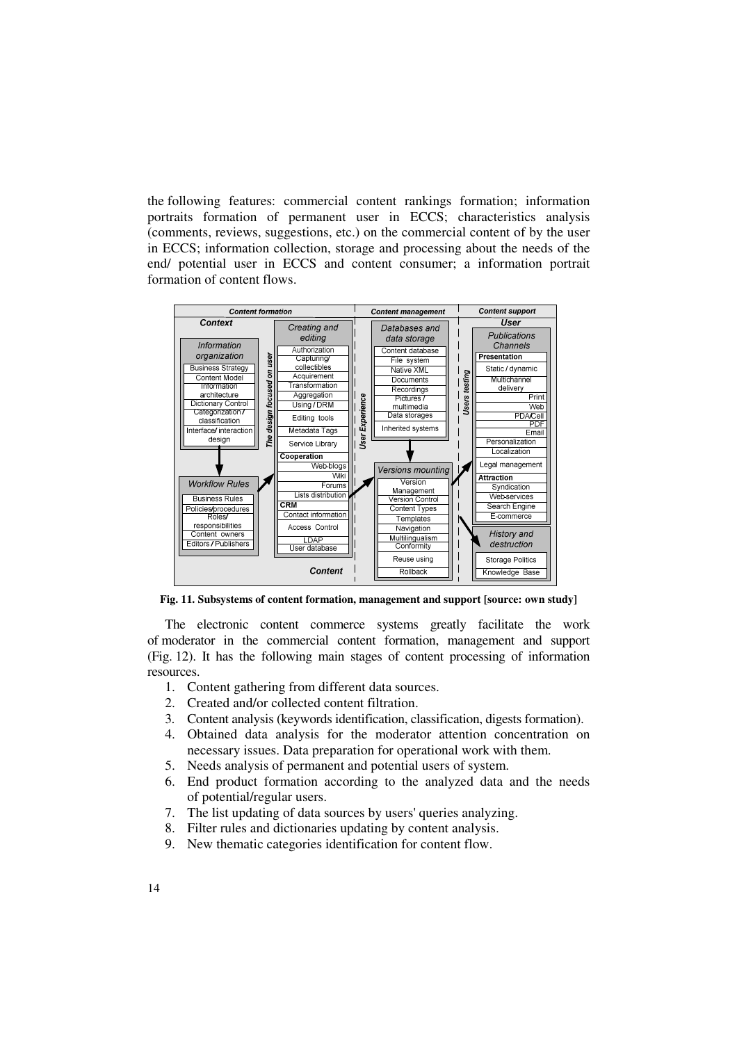the following features: commercial content rankings formation; information portraits formation of permanent user in ECCS; characteristics analysis (comments, reviews, suggestions, etc.) on the commercial content of by the user in ECCS; information collection, storage and processing about the needs of the end/ potential user in ECCS and content consumer; a information portrait formation of content flows.

**Fig. 11. Subsystems of content formation, management and support [source: own study]**

The electronic content commerce systems greatly facilitate the work of moderator in the commercial content formation, management and support (Fig. 12). It has the following main stages of content processing of information resources.

1. Content gathering from different data sources.
2. Created and/or collected content filtration.
3. Content analysis (keywords identification, classification, digests formation).
4. Obtained data analysis for the moderator attention concentration on necessary issues. Data preparation for operational work with them.
5. Needs analysis of permanent and potential users of system.
6. End product formation according to the analyzed data and the needs of potential/regular users.
7. The list updating of data sources by users' queries analyzing.
8. Filter rules and dictionaries updating by content analysis.
9. New thematic categories identification for content flow.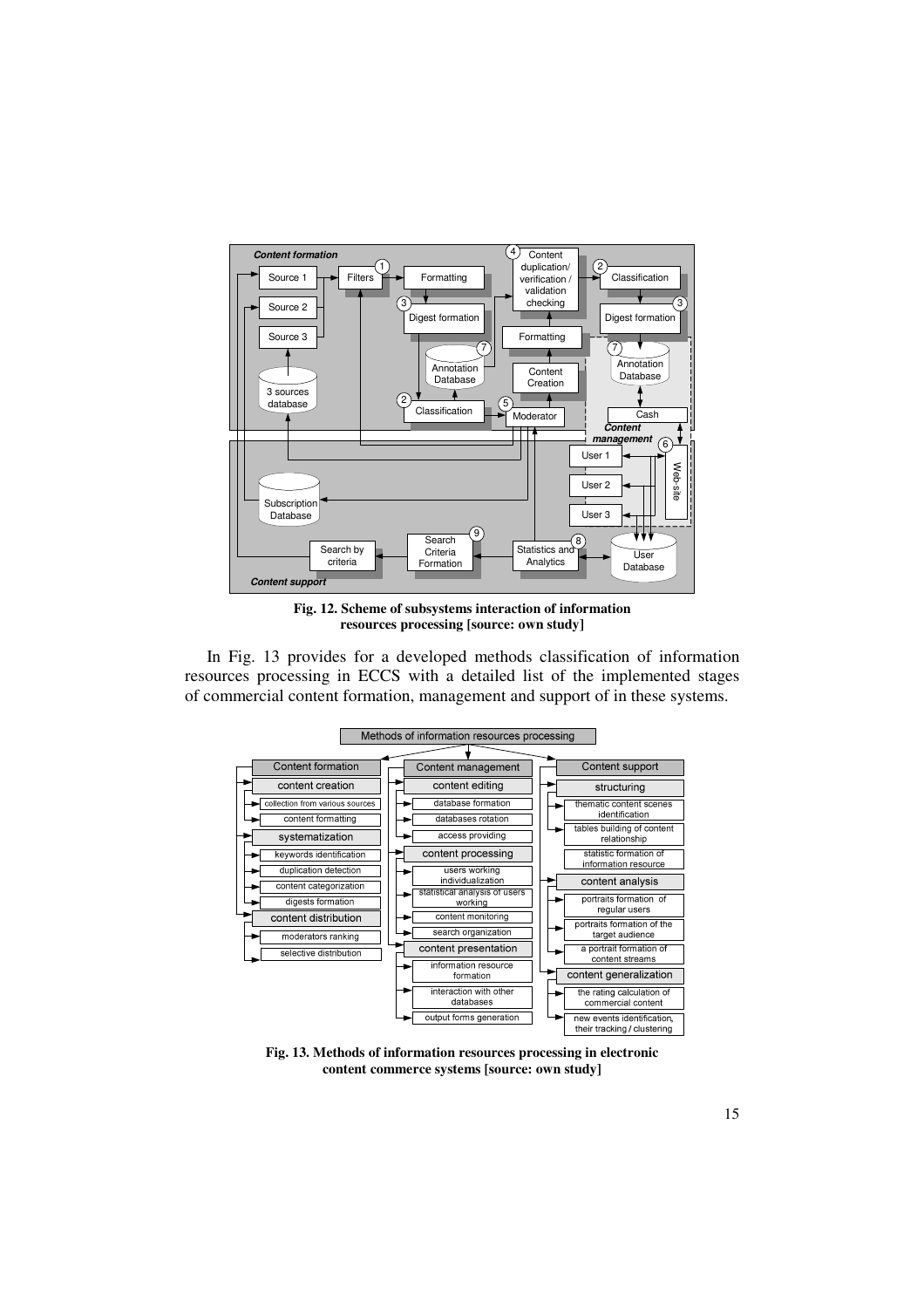Fig. 12. Scheme of subsystems interaction of information resources processing [source: own study]

In Fig. 13 provides for a developed methods classification of information resources processing in ECCS with a detailed list of the implemented stages of commercial content formation, management and support of in these systems.

Fig. 13. Methods of information resources processing in electronic content commerce systems [source: own study]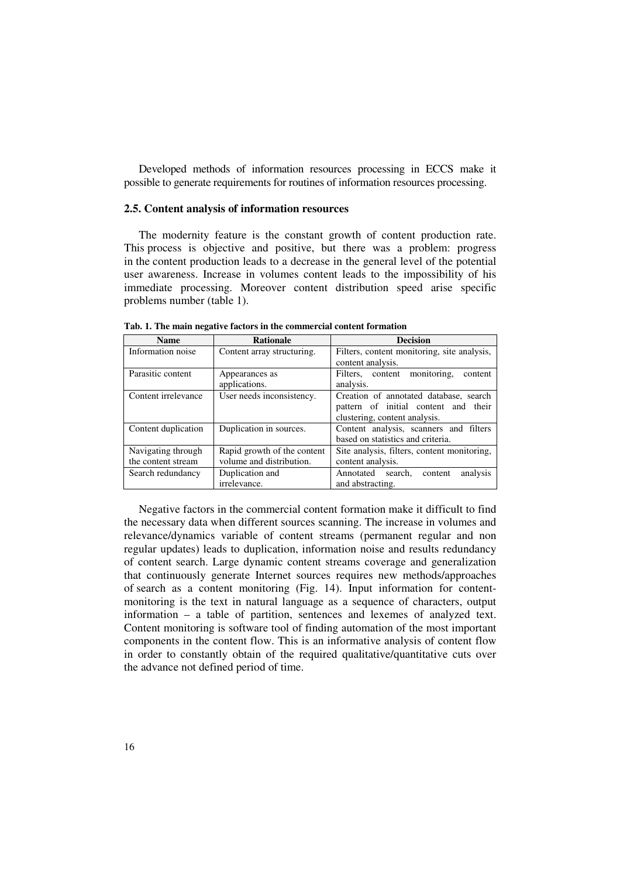Developed methods of information resources processing in ECCS make it possible to generate requirements for routines of information resources processing.

### 2.5. Content analysis of information resources

The modernity feature is the constant growth of content production rate. This process is objective and positive, but there was a problem: progress in the content production leads to a decrease in the general level of the potential user awareness. Increase in volumes content leads to the impossibility of his immediate processing. Moreover content distribution speed arise specific problems number (table 1).

**Tab. 1. The main negative factors in the commercial content formation**

| Name | Rationale | Decision |
|---|---|---|
| Information noise | Content array structuring. | Filters, content monitoring, site analysis, content analysis. |
| Parasitic content | Appearances as applications. | Filters, content monitoring, content analysis. |
| Content irrelevance | User needs inconsistency. | Creation of annotated database, search pattern of initial content and their clustering, content analysis. |
| Content duplication | Duplication in sources. | Content analysis, scanners and filters based on statistics and criteria. |
| Navigating through the content stream | Rapid growth of the content volume and distribution. | Site analysis, filters, content monitoring, content analysis. |
| Search redundancy | Duplication and irrelevance. | Annotated search, content analysis and abstracting. |

Negative factors in the commercial content formation make it difficult to find the necessary data when different sources scanning. The increase in volumes and relevance/dynamics variable of content streams (permanent regular and non regular updates) leads to duplication, information noise and results redundancy of content search. Large dynamic content streams coverage and generalization that continuously generate Internet sources requires new methods/approaches of search as a content monitoring (Fig. 14). Input information for content-monitoring is the text in natural language as a sequence of characters, output information – a table of partition, sentences and lexemes of analyzed text. Content monitoring is software tool of finding automation of the most important components in the content flow. This is an informative analysis of content flow in order to constantly obtain of the required qualitative/quantitative cuts over the advance not defined period of time.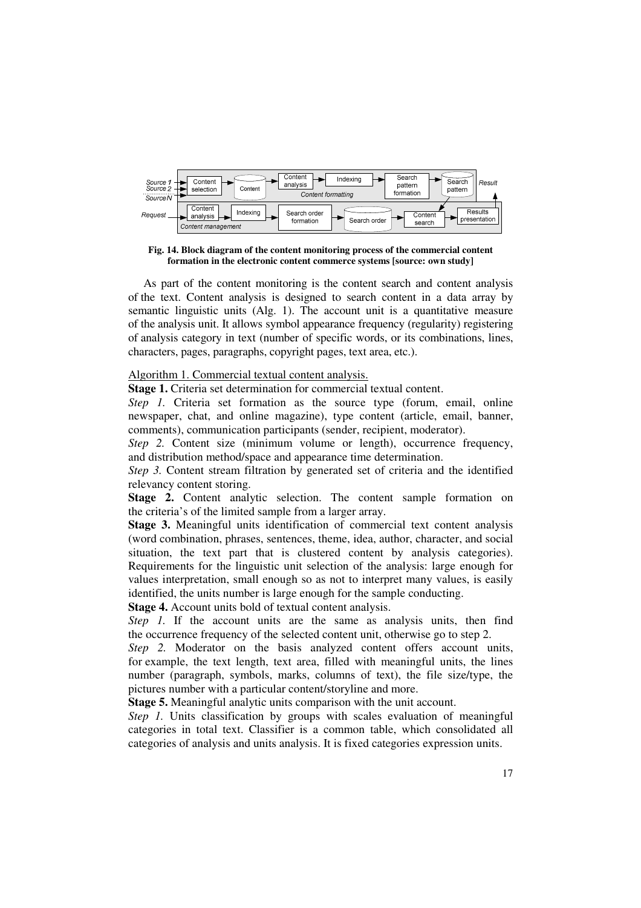**Fig. 14. Block diagram of the content monitoring process of the commercial content formation in the electronic content commerce systems [source: own study]**

As part of the content monitoring is the content search and content analysis of the text. Content analysis is designed to search content in a data array by semantic linguistic units (Alg. 1). The account unit is a quantitative measure of the analysis unit. It allows symbol appearance frequency (regularity) registering of analysis category in text (number of specific words, or its combinations, lines, characters, pages, paragraphs, copyright pages, text area, etc.).

Algorithm 1. Commercial textual content analysis.

**Stage 1.** Criteria set determination for commercial textual content.

*Step 1.* Criteria set formation as the source type (forum, email, online newspaper, chat, and online magazine), type content (article, email, banner, comments), communication participants (sender, recipient, moderator).

*Step 2.* Content size (minimum volume or length), occurrence frequency, and distribution method/space and appearance time determination.

*Step 3.* Content stream filtration by generated set of criteria and the identified relevancy content storing.

**Stage 2.** Content analytic selection. The content sample formation on the criteria's of the limited sample from a larger array.

**Stage 3.** Meaningful units identification of commercial text content analysis (word combination, phrases, sentences, theme, idea, author, character, and social situation, the text part that is clustered content by analysis categories). Requirements for the linguistic unit selection of the analysis: large enough for values interpretation, small enough so as not to interpret many values, is easily identified, the units number is large enough for the sample conducting.

**Stage 4.** Account units bold of textual content analysis.

*Step 1.* If the account units are the same as analysis units, then find the occurrence frequency of the selected content unit, otherwise go to step 2.

*Step 2.* Moderator on the basis analyzed content offers account units, for example, the text length, text area, filled with meaningful units, the lines number (paragraph, symbols, marks, columns of text), the file size/type, the pictures number with a particular content/storyline and more.

**Stage 5.** Meaningful analytic units comparison with the unit account.

*Step 1.* Units classification by groups with scales evaluation of meaningful categories in total text. Classifier is a common table, which consolidated all categories of analysis and units analysis. It is fixed categories expression units.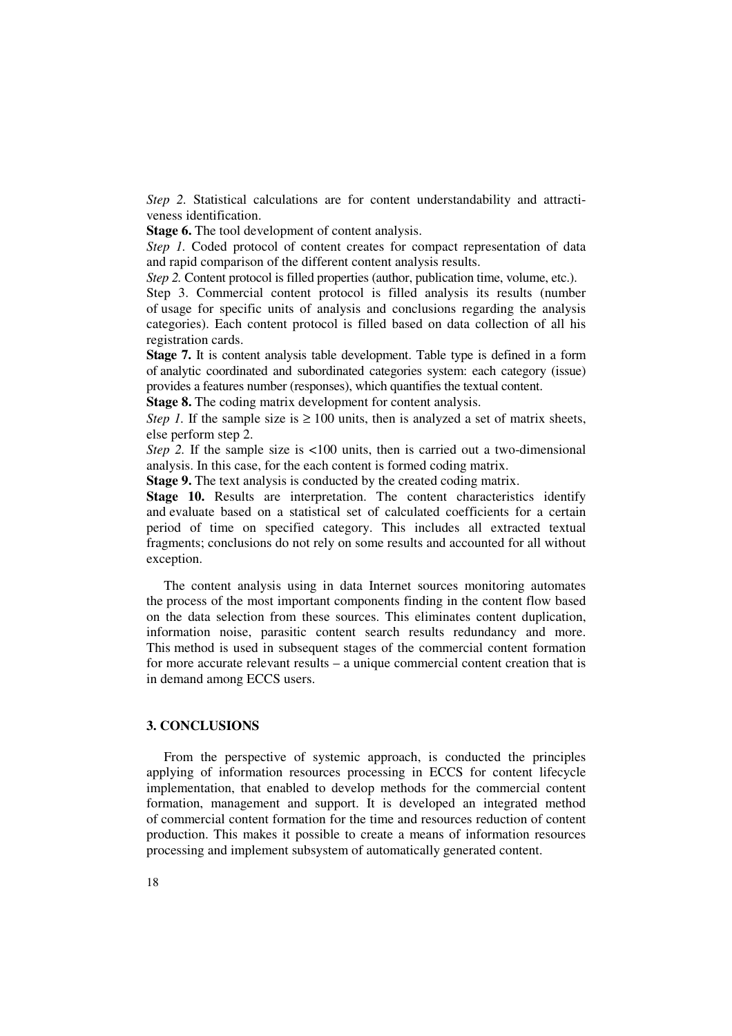*Step 2.* Statistical calculations are for content understandability and attractiveness identification.

**Stage 6.** The tool development of content analysis.

*Step 1.* Coded protocol of content creates for compact representation of data and rapid comparison of the different content analysis results.

*Step 2.* Content protocol is filled properties (author, publication time, volume, etc.).

Step 3. Commercial content protocol is filled analysis its results (number of usage for specific units of analysis and conclusions regarding the analysis categories). Each content protocol is filled based on data collection of all his registration cards.

**Stage 7.** It is content analysis table development. Table type is defined in a form of analytic coordinated and subordinated categories system: each category (issue) provides a features number (responses), which quantifies the textual content.

**Stage 8.** The coding matrix development for content analysis.

*Step 1.* If the sample size is $\geq 100$ units, then is analyzed a set of matrix sheets, else perform step 2.

*Step 2.* If the sample size is $<100$ units, then is carried out a two-dimensional analysis. In this case, for the each content is formed coding matrix.

**Stage 9.** The text analysis is conducted by the created coding matrix.

**Stage 10.** Results are interpretation. The content characteristics identify and evaluate based on a statistical set of calculated coefficients for a certain period of time on specified category. This includes all extracted textual fragments; conclusions do not rely on some results and accounted for all without exception.

The content analysis using in data Internet sources monitoring automates the process of the most important components finding in the content flow based on the data selection from these sources. This eliminates content duplication, information noise, parasitic content search results redundancy and more. This method is used in subsequent stages of the commercial content formation for more accurate relevant results – a unique commercial content creation that is in demand among ECCS users.

## 3. CONCLUSIONS

From the perspective of systemic approach, is conducted the principles applying of information resources processing in ECCS for content lifecycle implementation, that enabled to develop methods for the commercial content formation, management and support. It is developed an integrated method of commercial content formation for the time and resources reduction of content production. This makes it possible to create a means of information resources processing and implement subsystem of automatically generated content.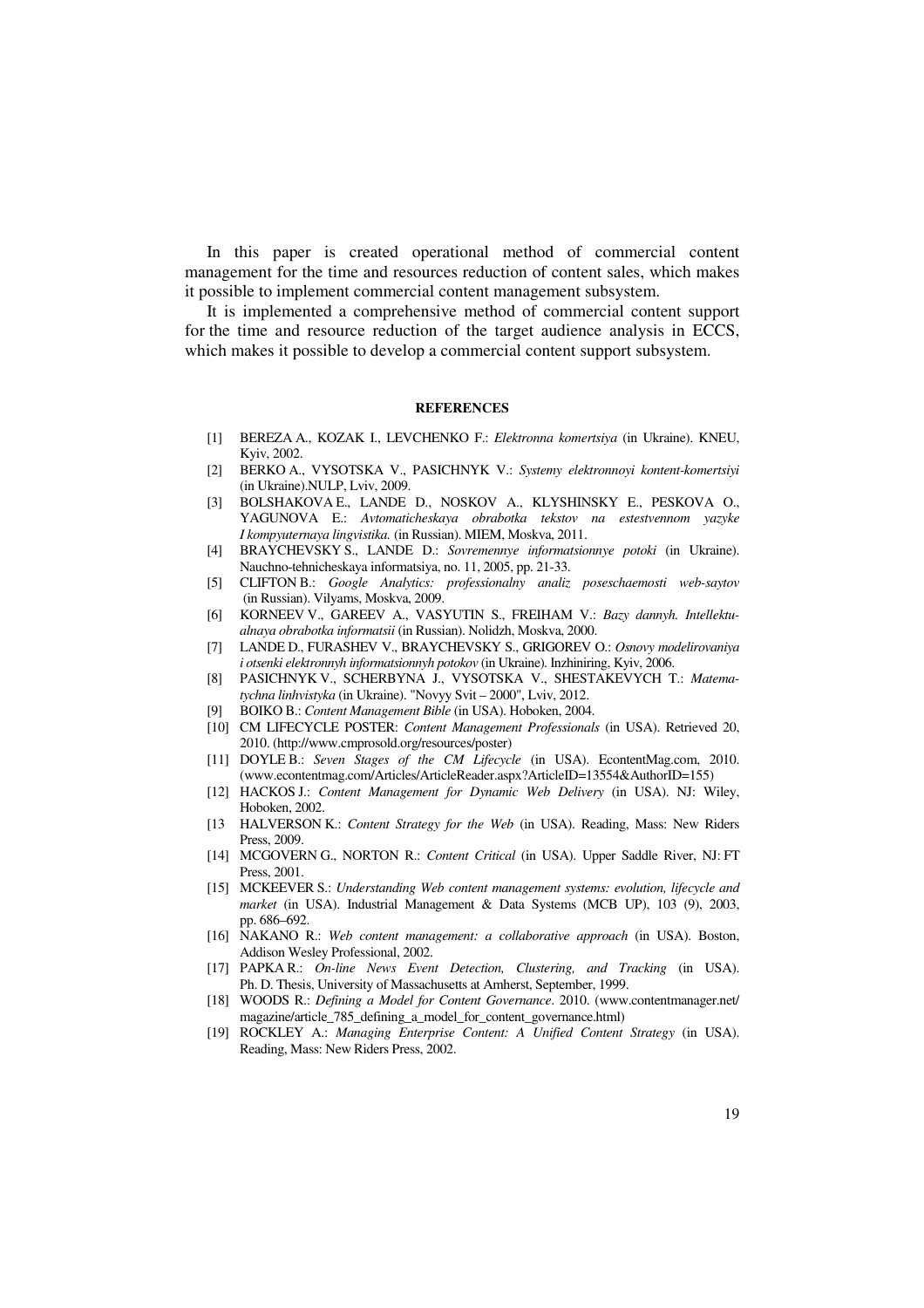In this paper is created operational method of commercial content management for the time and resources reduction of content sales, which makes it possible to implement commercial content management subsystem.

It is implemented a comprehensive method of commercial content support for the time and resource reduction of the target audience analysis in ECCS, which makes it possible to develop a commercial content support subsystem.

## REFERENCES

[1] BEREZA A., KOZAK I., LEVCHENKO F.: *Elektronna komertsiya* (in Ukraine). KNEU, Kyiv, 2002.

[2] BERKO A., VYSOTSKA V., PASICHNYK V.: *Systemy elektronnoyi kontent-komertsiyi* (in Ukraine).NULP, Lviv, 2009.

[3] BOLSHAKOVA E., LANDE D., NOSKOV A., KLYSHINSKY E., PESKOVA O., YAGUNOVA E.: *Avtomaticheskaya obrabotka tekstov na estestvennom yazyke I kompyuternaya lingvistika.* (in Russian). MIEM, Moskva, 2011.

[4] BRAYCHEVSKY S., LANDE D.: *Sovremennye informatsionnye potoki* (in Ukraine). Nauchno-tehnicheskaya informatsiya, no. 11, 2005, pp. 21-33.

[5] CLIFTON B.: *Google Analytics: professionalny analiz poseschaemosti web-saytov* (in Russian). Vilyams, Moskva, 2009.

[6] KORNEEV V., GAREEV A., VASYUTIN S., FREIHAM V.: *Bazy dannyh. Intellektualnaya obrabotka informatsii* (in Russian). Nolidzh, Moskva, 2000.

[7] LANDE D., FURASHEV V., BRAYCHEVSKY S., GRIGOREV O.: *Osnovy modelirovaniya i otsenki elektronnyh informatsionnyh potokov* (in Ukraine). Inzhiniring, Kyiv, 2006.

[8] PASICHNYK V., SCHERBYNA J., VYSOTSKA V., SHESTAKEVYCH T.: *Matematychna linhvistyka* (in Ukraine). "Novyy Svit – 2000", Lviv, 2012.

[9] BOIKO B.: *Content Management Bible* (in USA). Hoboken, 2004.

[10] CM LIFECYCLE POSTER: *Content Management Professionals* (in USA). Retrieved 20, 2010. (http://www.cmprosold.org/resources/poster)

[11] DOYLE B.: *Seven Stages of the CM Lifecycle* (in USA). EcontentMag.com, 2010. (www.econtentmag.com/Articles/ArticleReader.aspx?ArticleID=13554&AuthorID=155)

[12] HACKOS J.: *Content Management for Dynamic Web Delivery* (in USA). NJ: Wiley, Hoboken, 2002.

[13 HALVERSON K.: *Content Strategy for the Web* (in USA). Reading, Mass: New Riders Press, 2009.

[14] MCGOVERN G., NORTON R.: *Content Critical* (in USA). Upper Saddle River, NJ: FT Press, 2001.

[15] MCKEEVER S.: *Understanding Web content management systems: evolution, lifecycle and market* (in USA). Industrial Management & Data Systems (MCB UP), 103 (9), 2003, pp. 686–692.

[16] NAKANO R.: *Web content management: a collaborative approach* (in USA). Boston, Addison Wesley Professional, 2002.

[17] PAPKA R.: *On-line News Event Detection, Clustering, and Tracking* (in USA). Ph. D. Thesis, University of Massachusetts at Amherst, September, 1999.

[18] WOODS R.: *Defining a Model for Content Governance*. 2010. (www.contentmanager.net/magazine/article_785_defining_a_model_for_content_governance.html)

[19] ROCKLEY A.: *Managing Enterprise Content: A Unified Content Strategy* (in USA). Reading, Mass: New Riders Press, 2002.